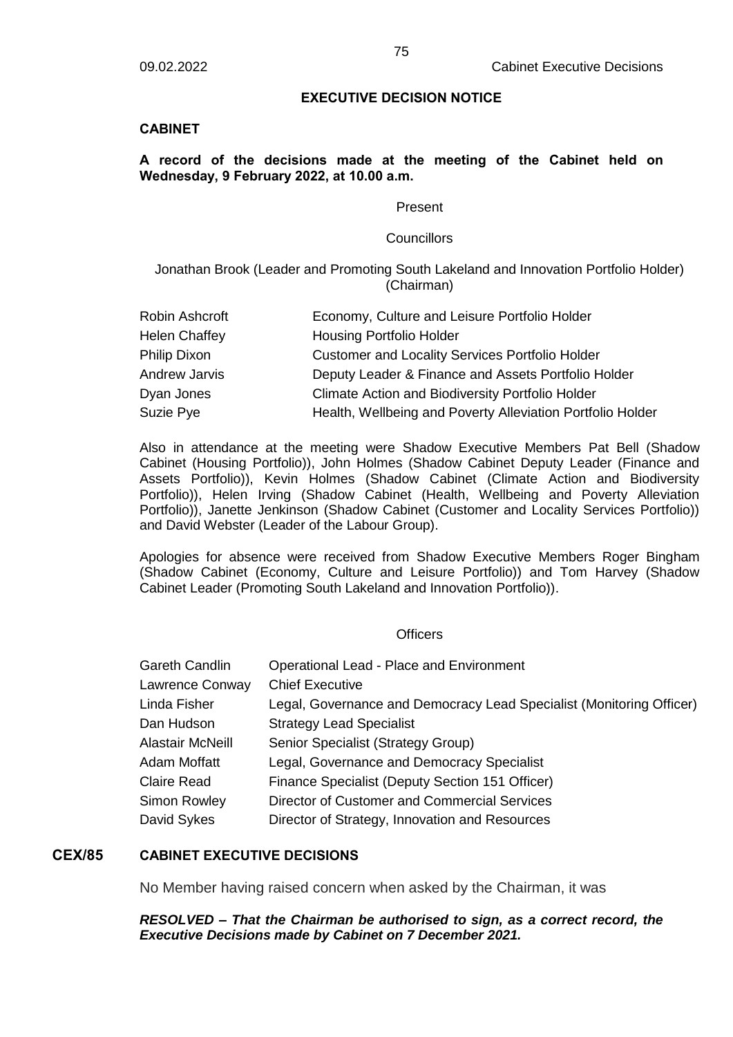## EXECUTIVE DECISION NOTICE

**CABINET**

**A record of the decisions made at the meeting of the Cabinet held on Wednesday, 9 February 2022, at 10.00 a.m.**

Present

Councillors

Jonathan Brook (Leader and Promoting South Lakeland and Innovation Portfolio Holder) (Chairman)

| | |
|---|---|
| Robin Ashcroft | Economy, Culture and Leisure Portfolio Holder |
| Helen Chaffey | Housing Portfolio Holder |
| Philip Dixon | Customer and Locality Services Portfolio Holder |
| Andrew Jarvis | Deputy Leader & Finance and Assets Portfolio Holder |
| Dyan Jones | Climate Action and Biodiversity Portfolio Holder |
| Suzie Pye | Health, Wellbeing and Poverty Alleviation Portfolio Holder |

Also in attendance at the meeting were Shadow Executive Members Pat Bell (Shadow Cabinet (Housing Portfolio)), John Holmes (Shadow Cabinet Deputy Leader (Finance and Assets Portfolio)), Kevin Holmes (Shadow Cabinet (Climate Action and Biodiversity Portfolio)), Helen Irving (Shadow Cabinet (Health, Wellbeing and Poverty Alleviation Portfolio)), Janette Jenkinson (Shadow Cabinet (Customer and Locality Services Portfolio)) and David Webster (Leader of the Labour Group).

Apologies for absence were received from Shadow Executive Members Roger Bingham (Shadow Cabinet (Economy, Culture and Leisure Portfolio)) and Tom Harvey (Shadow Cabinet Leader (Promoting South Lakeland and Innovation Portfolio)).

Officers

| | |
|---|---|
| Gareth Candlin | Operational Lead - Place and Environment |
| Lawrence Conway | Chief Executive |
| Linda Fisher | Legal, Governance and Democracy Lead Specialist (Monitoring Officer) |
| Dan Hudson | Strategy Lead Specialist |
| Alastair McNeill | Senior Specialist (Strategy Group) |
| Adam Moffatt | Legal, Governance and Democracy Specialist |
| Claire Read | Finance Specialist (Deputy Section 151 Officer) |
| Simon Rowley | Director of Customer and Commercial Services |
| David Sykes | Director of Strategy, Innovation and Resources |

### CEX/85 CABINET EXECUTIVE DECISIONS

No Member having raised concern when asked by the Chairman, it was

***RESOLVED – That the Chairman be authorised to sign, as a correct record, the Executive Decisions made by Cabinet on 7 December 2021.***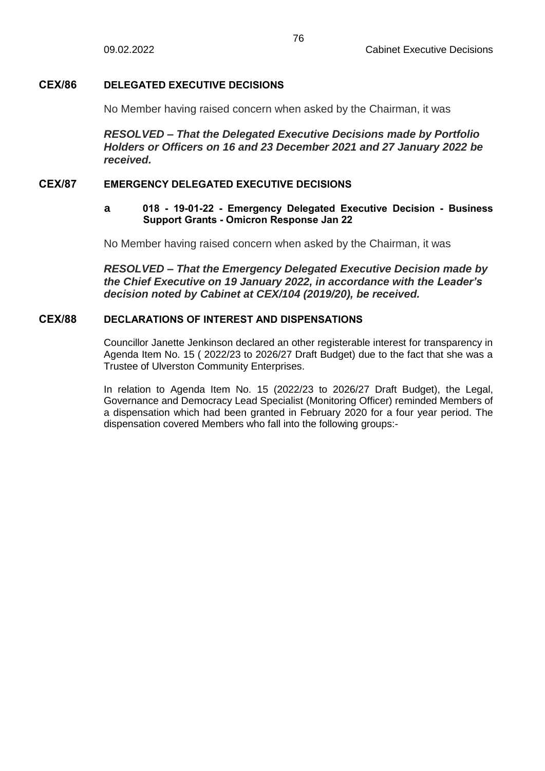## CEX/86 DELEGATED EXECUTIVE DECISIONS

No Member having raised concern when asked by the Chairman, it was

***RESOLVED – That the Delegated Executive Decisions made by Portfolio Holders or Officers on 16 and 23 December 2021 and 27 January 2022 be received.***

## CEX/87 EMERGENCY DELEGATED EXECUTIVE DECISIONS

### a 018 - 19-01-22 - Emergency Delegated Executive Decision - Business Support Grants - Omicron Response Jan 22

No Member having raised concern when asked by the Chairman, it was

***RESOLVED – That the Emergency Delegated Executive Decision made by the Chief Executive on 19 January 2022, in accordance with the Leader's decision noted by Cabinet at CEX/104 (2019/20), be received.***

## CEX/88 DECLARATIONS OF INTEREST AND DISPENSATIONS

Councillor Janette Jenkinson declared an other registerable interest for transparency in Agenda Item No. 15 ( 2022/23 to 2026/27 Draft Budget) due to the fact that she was a Trustee of Ulverston Community Enterprises.

In relation to Agenda Item No. 15 (2022/23 to 2026/27 Draft Budget), the Legal, Governance and Democracy Lead Specialist (Monitoring Officer) reminded Members of a dispensation which had been granted in February 2020 for a four year period. The dispensation covered Members who fall into the following groups:-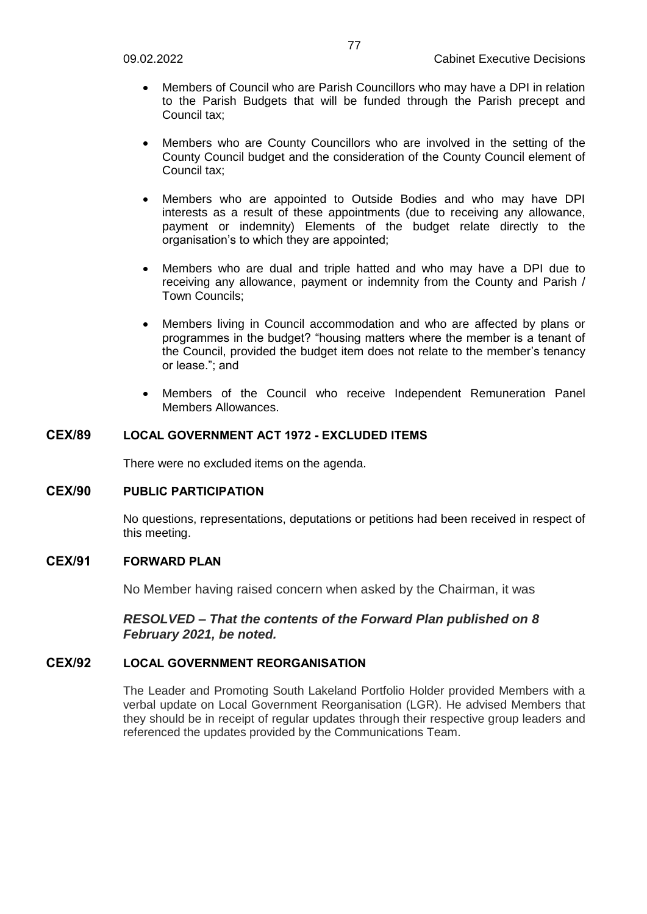- Members of Council who are Parish Councillors who may have a DPI in relation to the Parish Budgets that will be funded through the Parish precept and Council tax;

- Members who are County Councillors who are involved in the setting of the County Council budget and the consideration of the County Council element of Council tax;

- Members who are appointed to Outside Bodies and who may have DPI interests as a result of these appointments (due to receiving any allowance, payment or indemnity) Elements of the budget relate directly to the organisation's to which they are appointed;

- Members who are dual and triple hatted and who may have a DPI due to receiving any allowance, payment or indemnity from the County and Parish / Town Councils;

- Members living in Council accommodation and who are affected by plans or programmes in the budget? "housing matters where the member is a tenant of the Council, provided the budget item does not relate to the member's tenancy or lease."; and

- Members of the Council who receive Independent Remuneration Panel Members Allowances.

## CEX/89 LOCAL GOVERNMENT ACT 1972 - EXCLUDED ITEMS

There were no excluded items on the agenda.

## CEX/90 PUBLIC PARTICIPATION

No questions, representations, deputations or petitions had been received in respect of this meeting.

## CEX/91 FORWARD PLAN

No Member having raised concern when asked by the Chairman, it was

***RESOLVED – That the contents of the Forward Plan published on 8 February 2021, be noted.***

## CEX/92 LOCAL GOVERNMENT REORGANISATION

The Leader and Promoting South Lakeland Portfolio Holder provided Members with a verbal update on Local Government Reorganisation (LGR). He advised Members that they should be in receipt of regular updates through their respective group leaders and referenced the updates provided by the Communications Team.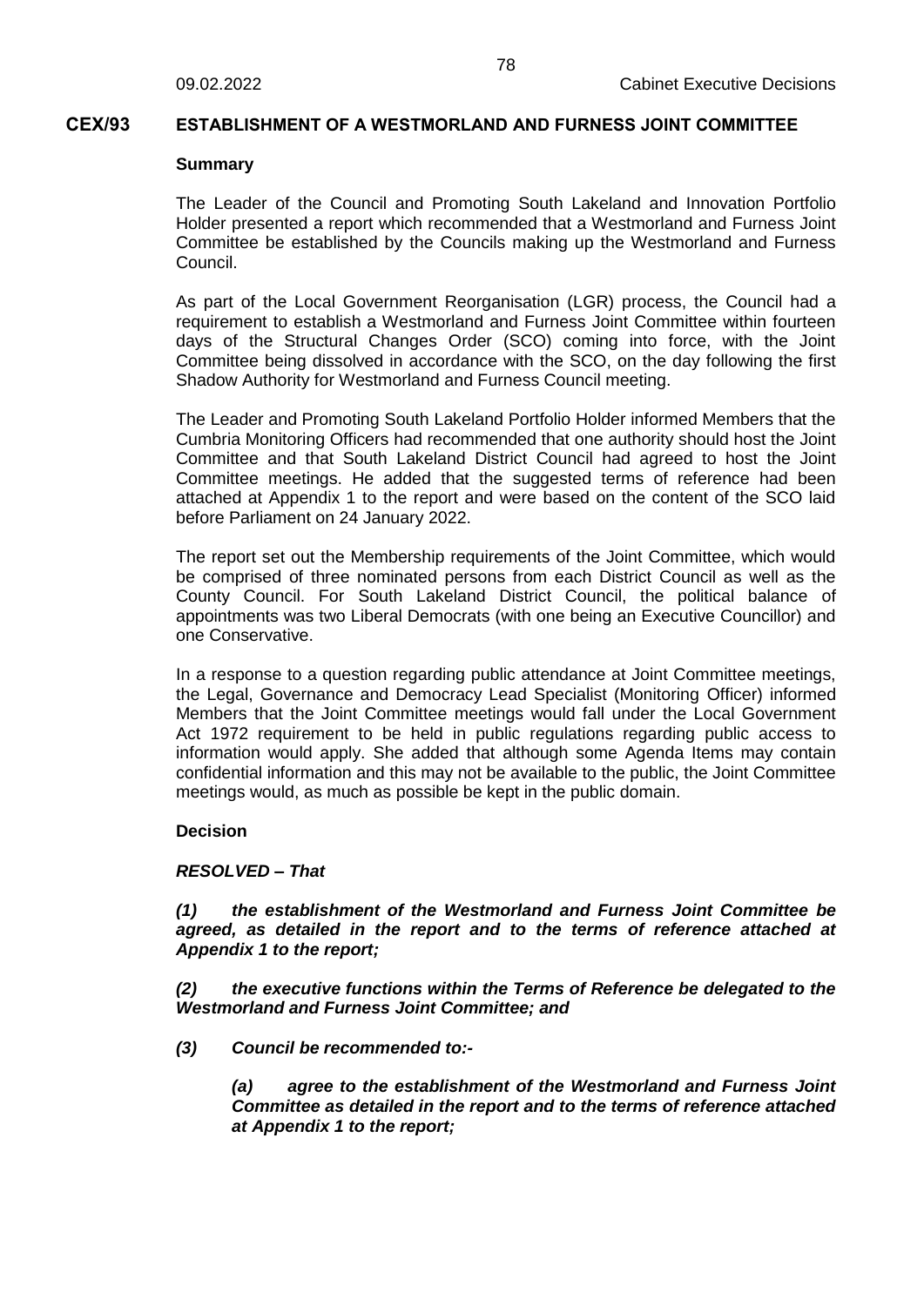## CEX/93 ESTABLISHMENT OF A WESTMORLAND AND FURNESS JOINT COMMITTEE

**Summary**

The Leader of the Council and Promoting South Lakeland and Innovation Portfolio Holder presented a report which recommended that a Westmorland and Furness Joint Committee be established by the Councils making up the Westmorland and Furness Council.

As part of the Local Government Reorganisation (LGR) process, the Council had a requirement to establish a Westmorland and Furness Joint Committee within fourteen days of the Structural Changes Order (SCO) coming into force, with the Joint Committee being dissolved in accordance with the SCO, on the day following the first Shadow Authority for Westmorland and Furness Council meeting.

The Leader and Promoting South Lakeland Portfolio Holder informed Members that the Cumbria Monitoring Officers had recommended that one authority should host the Joint Committee and that South Lakeland District Council had agreed to host the Joint Committee meetings. He added that the suggested terms of reference had been attached at Appendix 1 to the report and were based on the content of the SCO laid before Parliament on 24 January 2022.

The report set out the Membership requirements of the Joint Committee, which would be comprised of three nominated persons from each District Council as well as the County Council. For South Lakeland District Council, the political balance of appointments was two Liberal Democrats (with one being an Executive Councillor) and one Conservative.

In a response to a question regarding public attendance at Joint Committee meetings, the Legal, Governance and Democracy Lead Specialist (Monitoring Officer) informed Members that the Joint Committee meetings would fall under the Local Government Act 1972 requirement to be held in public regulations regarding public access to information would apply. She added that although some Agenda Items may contain confidential information and this may not be available to the public, the Joint Committee meetings would, as much as possible be kept in the public domain.

**Decision**

***RESOLVED – That***

***(1) the establishment of the Westmorland and Furness Joint Committee be agreed, as detailed in the report and to the terms of reference attached at Appendix 1 to the report;***

***(2) the executive functions within the Terms of Reference be delegated to the Westmorland and Furness Joint Committee; and***

***(3) Council be recommended to:-***

***(a) agree to the establishment of the Westmorland and Furness Joint Committee as detailed in the report and to the terms of reference attached at Appendix 1 to the report;***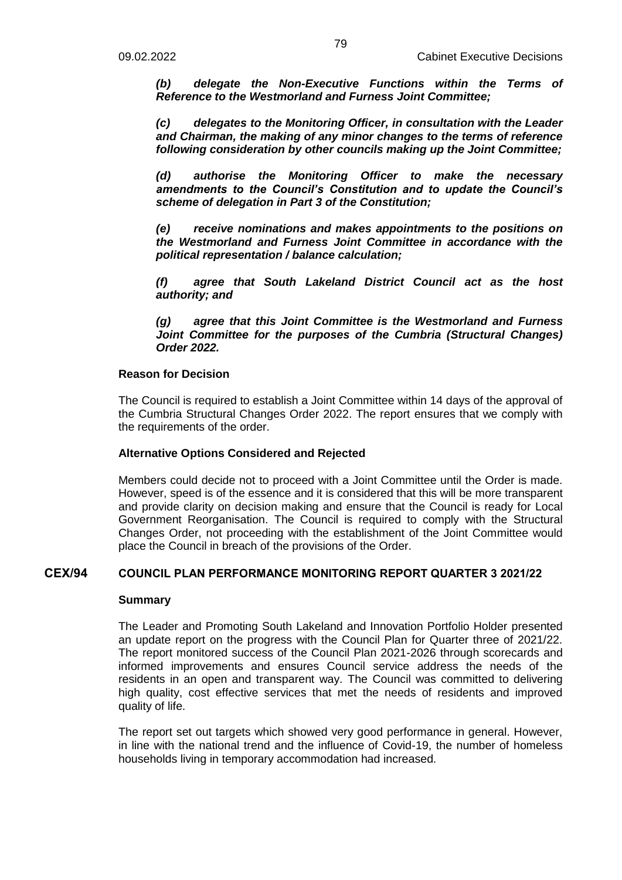***(b) delegate the Non-Executive Functions within the Terms of Reference to the Westmorland and Furness Joint Committee;***

***(c) delegates to the Monitoring Officer, in consultation with the Leader and Chairman, the making of any minor changes to the terms of reference following consideration by other councils making up the Joint Committee;***

***(d) authorise the Monitoring Officer to make the necessary amendments to the Council's Constitution and to update the Council's scheme of delegation in Part 3 of the Constitution;***

***(e) receive nominations and makes appointments to the positions on the Westmorland and Furness Joint Committee in accordance with the political representation / balance calculation;***

***(f) agree that South Lakeland District Council act as the host authority; and***

***(g) agree that this Joint Committee is the Westmorland and Furness Joint Committee for the purposes of the Cumbria (Structural Changes) Order 2022.***

**Reason for Decision**

The Council is required to establish a Joint Committee within 14 days of the approval of the Cumbria Structural Changes Order 2022. The report ensures that we comply with the requirements of the order.

**Alternative Options Considered and Rejected**

Members could decide not to proceed with a Joint Committee until the Order is made. However, speed is of the essence and it is considered that this will be more transparent and provide clarity on decision making and ensure that the Council is ready for Local Government Reorganisation. The Council is required to comply with the Structural Changes Order, not proceeding with the establishment of the Joint Committee would place the Council in breach of the provisions of the Order.

## CEX/94 COUNCIL PLAN PERFORMANCE MONITORING REPORT QUARTER 3 2021/22

**Summary**

The Leader and Promoting South Lakeland and Innovation Portfolio Holder presented an update report on the progress with the Council Plan for Quarter three of 2021/22. The report monitored success of the Council Plan 2021-2026 through scorecards and informed improvements and ensures Council service address the needs of the residents in an open and transparent way. The Council was committed to delivering high quality, cost effective services that met the needs of residents and improved quality of life.

The report set out targets which showed very good performance in general. However, in line with the national trend and the influence of Covid-19, the number of homeless households living in temporary accommodation had increased.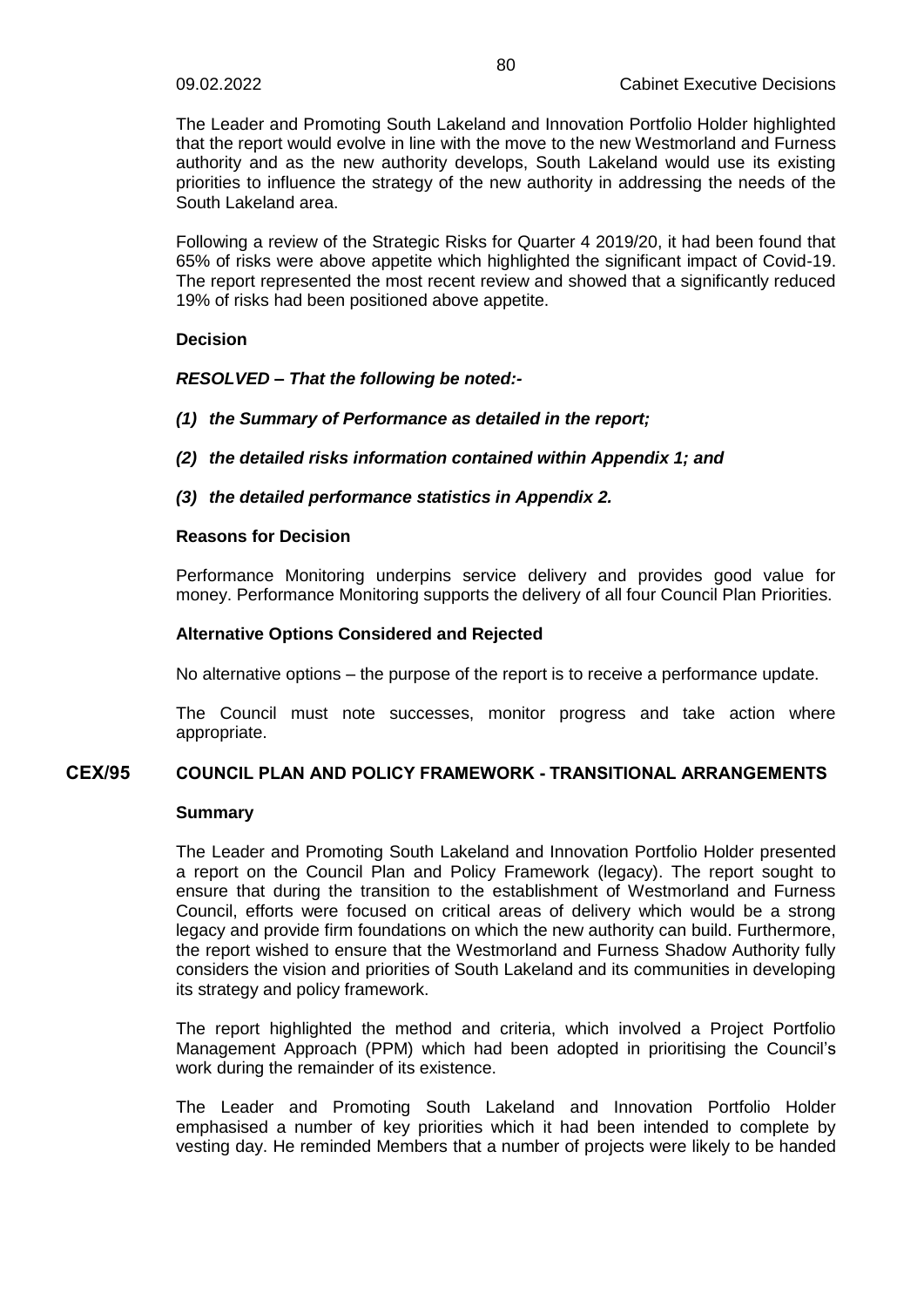The Leader and Promoting South Lakeland and Innovation Portfolio Holder highlighted that the report would evolve in line with the move to the new Westmorland and Furness authority and as the new authority develops, South Lakeland would use its existing priorities to influence the strategy of the new authority in addressing the needs of the South Lakeland area.

Following a review of the Strategic Risks for Quarter 4 2019/20, it had been found that 65% of risks were above appetite which highlighted the significant impact of Covid-19. The report represented the most recent review and showed that a significantly reduced 19% of risks had been positioned above appetite.

**Decision**

***RESOLVED – That the following be noted:-***

***(1) the Summary of Performance as detailed in the report;***

***(2) the detailed risks information contained within Appendix 1; and***

***(3) the detailed performance statistics in Appendix 2.***

**Reasons for Decision**

Performance Monitoring underpins service delivery and provides good value for money. Performance Monitoring supports the delivery of all four Council Plan Priorities.

**Alternative Options Considered and Rejected**

No alternative options – the purpose of the report is to receive a performance update.

The Council must note successes, monitor progress and take action where appropriate.

## CEX/95 COUNCIL PLAN AND POLICY FRAMEWORK - TRANSITIONAL ARRANGEMENTS

**Summary**

The Leader and Promoting South Lakeland and Innovation Portfolio Holder presented a report on the Council Plan and Policy Framework (legacy). The report sought to ensure that during the transition to the establishment of Westmorland and Furness Council, efforts were focused on critical areas of delivery which would be a strong legacy and provide firm foundations on which the new authority can build. Furthermore, the report wished to ensure that the Westmorland and Furness Shadow Authority fully considers the vision and priorities of South Lakeland and its communities in developing its strategy and policy framework.

The report highlighted the method and criteria, which involved a Project Portfolio Management Approach (PPM) which had been adopted in prioritising the Council's work during the remainder of its existence.

The Leader and Promoting South Lakeland and Innovation Portfolio Holder emphasised a number of key priorities which it had been intended to complete by vesting day. He reminded Members that a number of projects were likely to be handed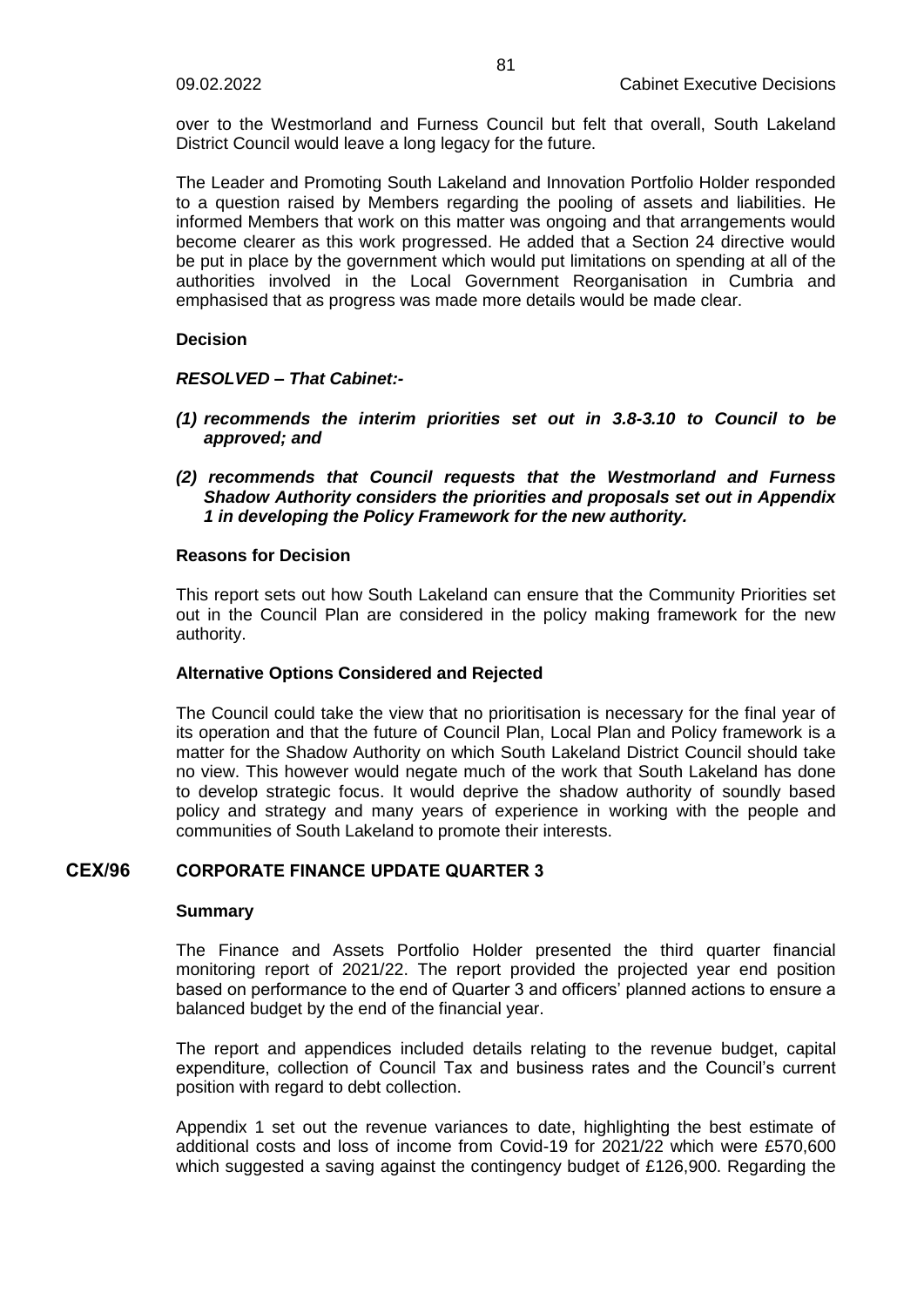over to the Westmorland and Furness Council but felt that overall, South Lakeland District Council would leave a long legacy for the future.

The Leader and Promoting South Lakeland and Innovation Portfolio Holder responded to a question raised by Members regarding the pooling of assets and liabilities. He informed Members that work on this matter was ongoing and that arrangements would become clearer as this work progressed. He added that a Section 24 directive would be put in place by the government which would put limitations on spending at all of the authorities involved in the Local Government Reorganisation in Cumbria and emphasised that as progress was made more details would be made clear.

**Decision**

***RESOLVED – That Cabinet:-***

***(1) recommends the interim priorities set out in 3.8-3.10 to Council to be approved; and***

***(2) recommends that Council requests that the Westmorland and Furness Shadow Authority considers the priorities and proposals set out in Appendix 1 in developing the Policy Framework for the new authority.***

**Reasons for Decision**

This report sets out how South Lakeland can ensure that the Community Priorities set out in the Council Plan are considered in the policy making framework for the new authority.

**Alternative Options Considered and Rejected**

The Council could take the view that no prioritisation is necessary for the final year of its operation and that the future of Council Plan, Local Plan and Policy framework is a matter for the Shadow Authority on which South Lakeland District Council should take no view. This however would negate much of the work that South Lakeland has done to develop strategic focus. It would deprive the shadow authority of soundly based policy and strategy and many years of experience in working with the people and communities of South Lakeland to promote their interests.

## CEX/96 CORPORATE FINANCE UPDATE QUARTER 3

**Summary**

The Finance and Assets Portfolio Holder presented the third quarter financial monitoring report of 2021/22. The report provided the projected year end position based on performance to the end of Quarter 3 and officers' planned actions to ensure a balanced budget by the end of the financial year.

The report and appendices included details relating to the revenue budget, capital expenditure, collection of Council Tax and business rates and the Council's current position with regard to debt collection.

Appendix 1 set out the revenue variances to date, highlighting the best estimate of additional costs and loss of income from Covid-19 for 2021/22 which were £570,600 which suggested a saving against the contingency budget of £126,900. Regarding the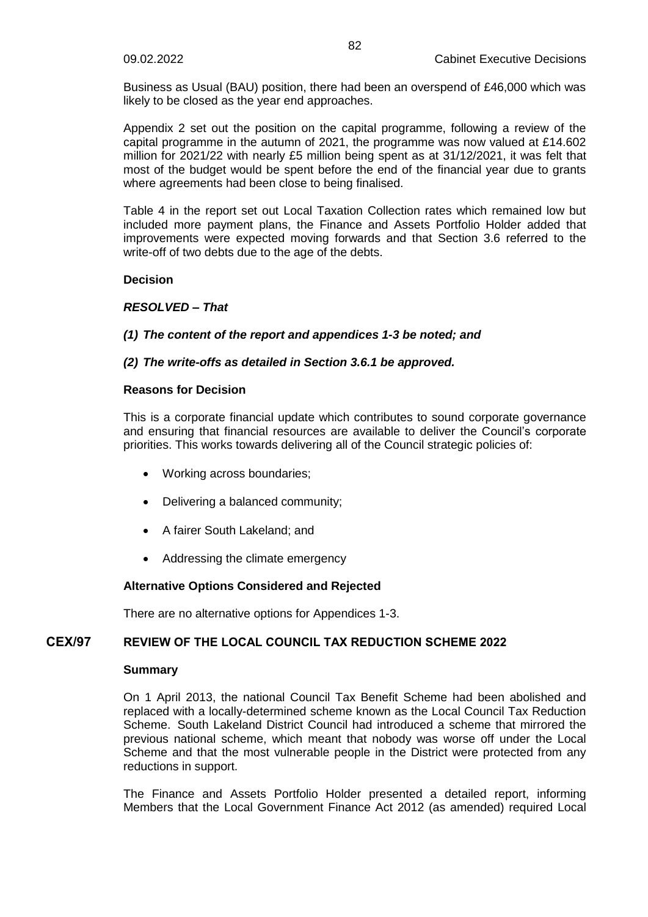Business as Usual (BAU) position, there had been an overspend of £46,000 which was likely to be closed as the year end approaches.

Appendix 2 set out the position on the capital programme, following a review of the capital programme in the autumn of 2021, the programme was now valued at £14.602 million for 2021/22 with nearly £5 million being spent as at 31/12/2021, it was felt that most of the budget would be spent before the end of the financial year due to grants where agreements had been close to being finalised.

Table 4 in the report set out Local Taxation Collection rates which remained low but included more payment plans, the Finance and Assets Portfolio Holder added that improvements were expected moving forwards and that Section 3.6 referred to the write-off of two debts due to the age of the debts.

**Decision**

***RESOLVED – That***

***(1) The content of the report and appendices 1-3 be noted; and***

***(2) The write-offs as detailed in Section 3.6.1 be approved.***

**Reasons for Decision**

This is a corporate financial update which contributes to sound corporate governance and ensuring that financial resources are available to deliver the Council's corporate priorities. This works towards delivering all of the Council strategic policies of:

- Working across boundaries;
- Delivering a balanced community;
- A fairer South Lakeland; and
- Addressing the climate emergency

**Alternative Options Considered and Rejected**

There are no alternative options for Appendices 1-3.

## CEX/97 REVIEW OF THE LOCAL COUNCIL TAX REDUCTION SCHEME 2022

**Summary**

On 1 April 2013, the national Council Tax Benefit Scheme had been abolished and replaced with a locally-determined scheme known as the Local Council Tax Reduction Scheme. South Lakeland District Council had introduced a scheme that mirrored the previous national scheme, which meant that nobody was worse off under the Local Scheme and that the most vulnerable people in the District were protected from any reductions in support.

The Finance and Assets Portfolio Holder presented a detailed report, informing Members that the Local Government Finance Act 2012 (as amended) required Local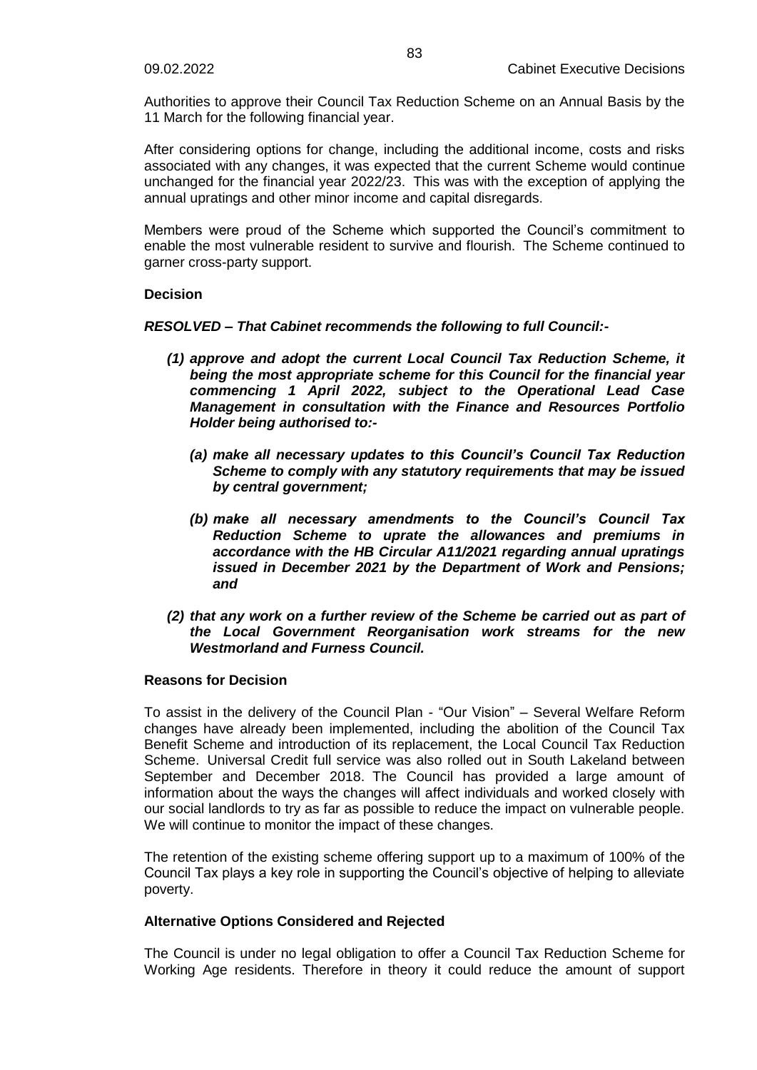Authorities to approve their Council Tax Reduction Scheme on an Annual Basis by the 11 March for the following financial year.

After considering options for change, including the additional income, costs and risks associated with any changes, it was expected that the current Scheme would continue unchanged for the financial year 2022/23. This was with the exception of applying the annual upratings and other minor income and capital disregards.

Members were proud of the Scheme which supported the Council's commitment to enable the most vulnerable resident to survive and flourish. The Scheme continued to garner cross-party support.

**Decision**

***RESOLVED – That Cabinet recommends the following to full Council:-***

- ***(1) approve and adopt the current Local Council Tax Reduction Scheme, it being the most appropriate scheme for this Council for the financial year commencing 1 April 2022, subject to the Operational Lead Case Management in consultation with the Finance and Resources Portfolio Holder being authorised to:-***
    - ***(a) make all necessary updates to this Council's Council Tax Reduction Scheme to comply with any statutory requirements that may be issued by central government;***
    - ***(b) make all necessary amendments to the Council's Council Tax Reduction Scheme to uprate the allowances and premiums in accordance with the HB Circular A11/2021 regarding annual upratings issued in December 2021 by the Department of Work and Pensions; and***
- ***(2) that any work on a further review of the Scheme be carried out as part of the Local Government Reorganisation work streams for the new Westmorland and Furness Council.***

**Reasons for Decision**

To assist in the delivery of the Council Plan - "Our Vision" – Several Welfare Reform changes have already been implemented, including the abolition of the Council Tax Benefit Scheme and introduction of its replacement, the Local Council Tax Reduction Scheme. Universal Credit full service was also rolled out in South Lakeland between September and December 2018. The Council has provided a large amount of information about the ways the changes will affect individuals and worked closely with our social landlords to try as far as possible to reduce the impact on vulnerable people. We will continue to monitor the impact of these changes.

The retention of the existing scheme offering support up to a maximum of 100% of the Council Tax plays a key role in supporting the Council's objective of helping to alleviate poverty.

**Alternative Options Considered and Rejected**

The Council is under no legal obligation to offer a Council Tax Reduction Scheme for Working Age residents. Therefore in theory it could reduce the amount of support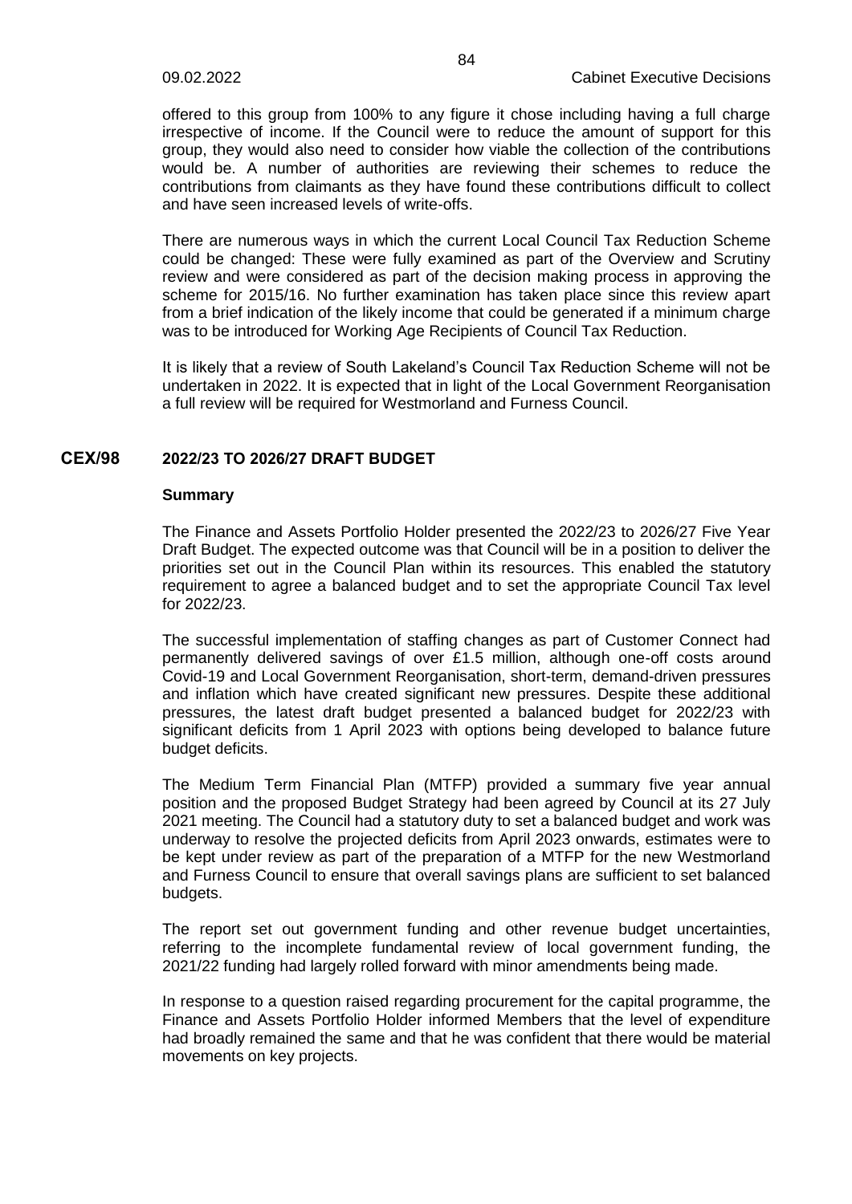offered to this group from 100% to any figure it chose including having a full charge irrespective of income. If the Council were to reduce the amount of support for this group, they would also need to consider how viable the collection of the contributions would be. A number of authorities are reviewing their schemes to reduce the contributions from claimants as they have found these contributions difficult to collect and have seen increased levels of write-offs.

There are numerous ways in which the current Local Council Tax Reduction Scheme could be changed: These were fully examined as part of the Overview and Scrutiny review and were considered as part of the decision making process in approving the scheme for 2015/16. No further examination has taken place since this review apart from a brief indication of the likely income that could be generated if a minimum charge was to be introduced for Working Age Recipients of Council Tax Reduction.

It is likely that a review of South Lakeland's Council Tax Reduction Scheme will not be undertaken in 2022. It is expected that in light of the Local Government Reorganisation a full review will be required for Westmorland and Furness Council.

## CEX/98 2022/23 TO 2026/27 DRAFT BUDGET

**Summary**

The Finance and Assets Portfolio Holder presented the 2022/23 to 2026/27 Five Year Draft Budget. The expected outcome was that Council will be in a position to deliver the priorities set out in the Council Plan within its resources. This enabled the statutory requirement to agree a balanced budget and to set the appropriate Council Tax level for 2022/23.

The successful implementation of staffing changes as part of Customer Connect had permanently delivered savings of over £1.5 million, although one-off costs around Covid-19 and Local Government Reorganisation, short-term, demand-driven pressures and inflation which have created significant new pressures. Despite these additional pressures, the latest draft budget presented a balanced budget for 2022/23 with significant deficits from 1 April 2023 with options being developed to balance future budget deficits.

The Medium Term Financial Plan (MTFP) provided a summary five year annual position and the proposed Budget Strategy had been agreed by Council at its 27 July 2021 meeting. The Council had a statutory duty to set a balanced budget and work was underway to resolve the projected deficits from April 2023 onwards, estimates were to be kept under review as part of the preparation of a MTFP for the new Westmorland and Furness Council to ensure that overall savings plans are sufficient to set balanced budgets.

The report set out government funding and other revenue budget uncertainties, referring to the incomplete fundamental review of local government funding, the 2021/22 funding had largely rolled forward with minor amendments being made.

In response to a question raised regarding procurement for the capital programme, the Finance and Assets Portfolio Holder informed Members that the level of expenditure had broadly remained the same and that he was confident that there would be material movements on key projects.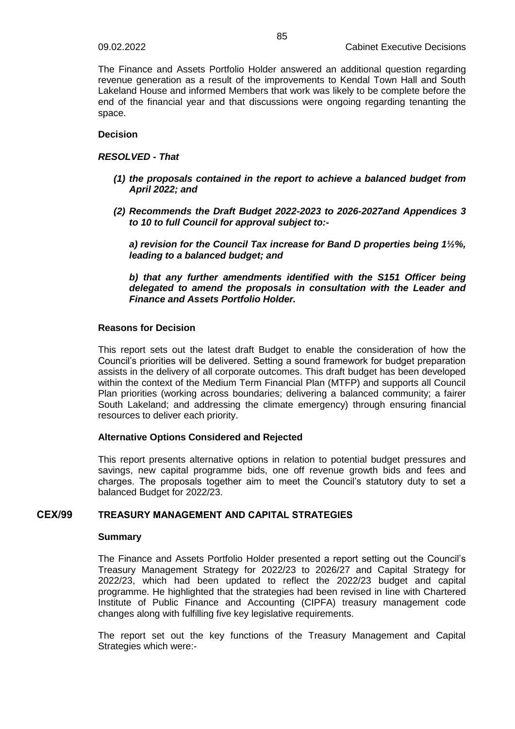The Finance and Assets Portfolio Holder answered an additional question regarding revenue generation as a result of the improvements to Kendal Town Hall and South Lakeland House and informed Members that work was likely to be complete before the end of the financial year and that discussions were ongoing regarding tenanting the space.

**Decision**

***RESOLVED - That***

***(1) the proposals contained in the report to achieve a balanced budget from April 2022; and***

***(2) Recommends the Draft Budget 2022-2023 to 2026-2027and Appendices 3 to 10 to full Council for approval subject to:-***

***a) revision for the Council Tax increase for Band D properties being 1½%, leading to a balanced budget; and***

***b) that any further amendments identified with the S151 Officer being delegated to amend the proposals in consultation with the Leader and Finance and Assets Portfolio Holder.***

**Reasons for Decision**

This report sets out the latest draft Budget to enable the consideration of how the Council's priorities will be delivered. Setting a sound framework for budget preparation assists in the delivery of all corporate outcomes. This draft budget has been developed within the context of the Medium Term Financial Plan (MTFP) and supports all Council Plan priorities (working across boundaries; delivering a balanced community; a fairer South Lakeland; and addressing the climate emergency) through ensuring financial resources to deliver each priority.

**Alternative Options Considered and Rejected**

This report presents alternative options in relation to potential budget pressures and savings, new capital programme bids, one off revenue growth bids and fees and charges. The proposals together aim to meet the Council's statutory duty to set a balanced Budget for 2022/23.

## CEX/99 TREASURY MANAGEMENT AND CAPITAL STRATEGIES

**Summary**

The Finance and Assets Portfolio Holder presented a report setting out the Council's Treasury Management Strategy for 2022/23 to 2026/27 and Capital Strategy for 2022/23, which had been updated to reflect the 2022/23 budget and capital programme. He highlighted that the strategies had been revised in line with Chartered Institute of Public Finance and Accounting (CIPFA) treasury management code changes along with fulfilling five key legislative requirements.

The report set out the key functions of the Treasury Management and Capital Strategies which were:-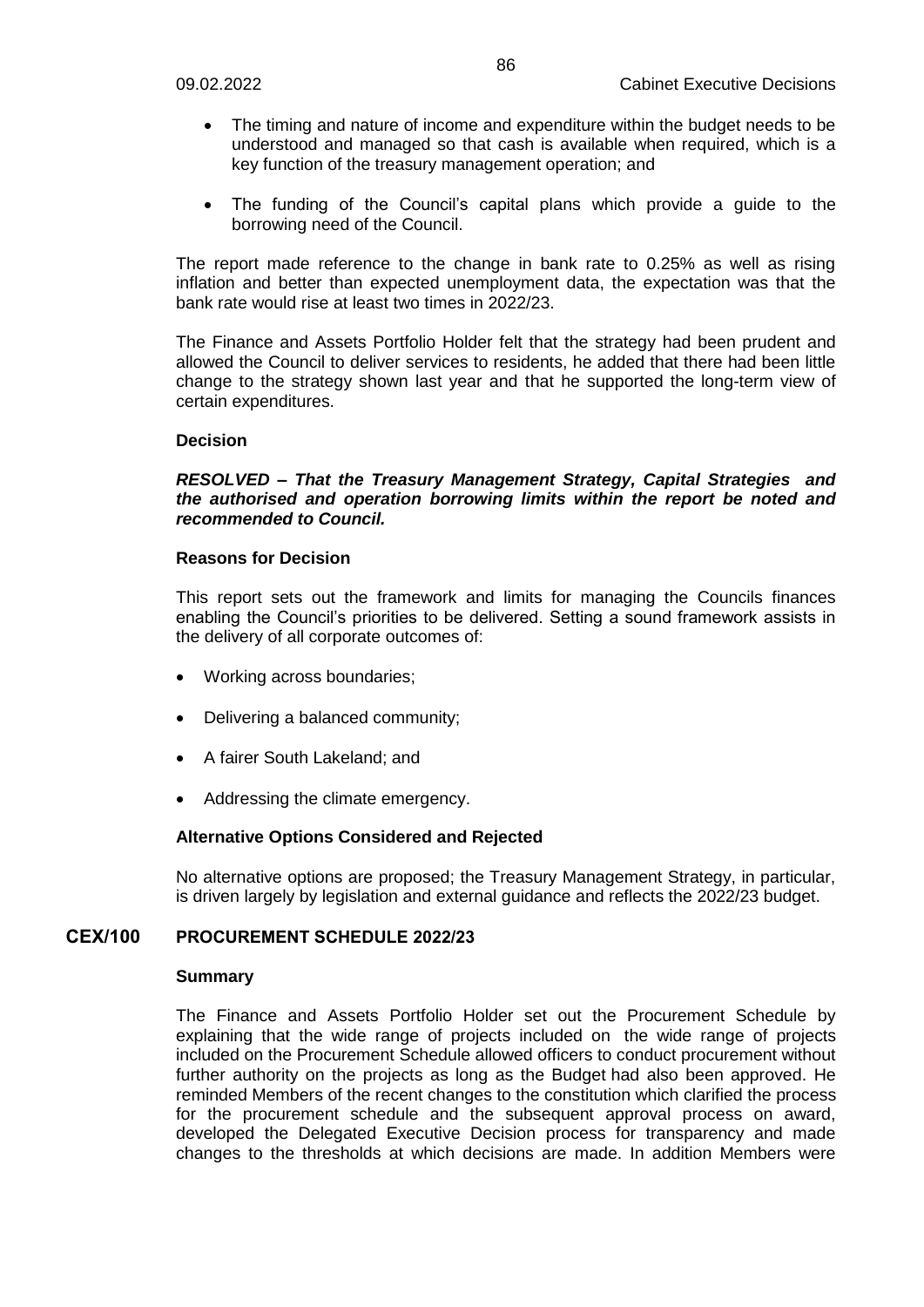- The timing and nature of income and expenditure within the budget needs to be understood and managed so that cash is available when required, which is a key function of the treasury management operation; and

- The funding of the Council's capital plans which provide a guide to the borrowing need of the Council.

The report made reference to the change in bank rate to 0.25% as well as rising inflation and better than expected unemployment data, the expectation was that the bank rate would rise at least two times in 2022/23.

The Finance and Assets Portfolio Holder felt that the strategy had been prudent and allowed the Council to deliver services to residents, he added that there had been little change to the strategy shown last year and that he supported the long-term view of certain expenditures.

**Decision**

***RESOLVED – That the Treasury Management Strategy, Capital Strategies and the authorised and operation borrowing limits within the report be noted and recommended to Council.***

**Reasons for Decision**

This report sets out the framework and limits for managing the Councils finances enabling the Council's priorities to be delivered. Setting a sound framework assists in the delivery of all corporate outcomes of:

- Working across boundaries;

- Delivering a balanced community;

- A fairer South Lakeland; and

- Addressing the climate emergency.

**Alternative Options Considered and Rejected**

No alternative options are proposed; the Treasury Management Strategy, in particular, is driven largely by legislation and external guidance and reflects the 2022/23 budget.

## CEX/100 PROCUREMENT SCHEDULE 2022/23

**Summary**

The Finance and Assets Portfolio Holder set out the Procurement Schedule by explaining that the wide range of projects included on the wide range of projects included on the Procurement Schedule allowed officers to conduct procurement without further authority on the projects as long as the Budget had also been approved. He reminded Members of the recent changes to the constitution which clarified the process for the procurement schedule and the subsequent approval process on award, developed the Delegated Executive Decision process for transparency and made changes to the thresholds at which decisions are made. In addition Members were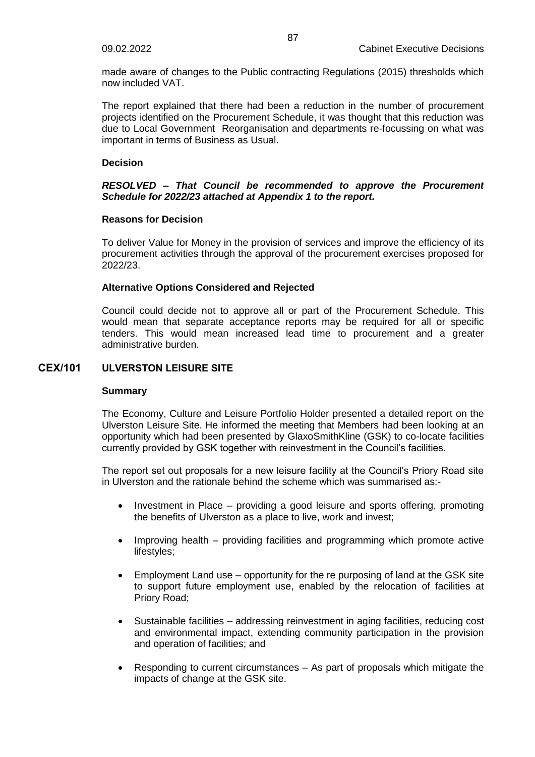made aware of changes to the Public contracting Regulations (2015) thresholds which now included VAT.

The report explained that there had been a reduction in the number of procurement projects identified on the Procurement Schedule, it was thought that this reduction was due to Local Government Reorganisation and departments re-focussing on what was important in terms of Business as Usual.

**Decision**

***RESOLVED – That Council be recommended to approve the Procurement Schedule for 2022/23 attached at Appendix 1 to the report.***

**Reasons for Decision**

To deliver Value for Money in the provision of services and improve the efficiency of its procurement activities through the approval of the procurement exercises proposed for 2022/23.

**Alternative Options Considered and Rejected**

Council could decide not to approve all or part of the Procurement Schedule. This would mean that separate acceptance reports may be required for all or specific tenders. This would mean increased lead time to procurement and a greater administrative burden.

## CEX/101 ULVERSTON LEISURE SITE

**Summary**

The Economy, Culture and Leisure Portfolio Holder presented a detailed report on the Ulverston Leisure Site. He informed the meeting that Members had been looking at an opportunity which had been presented by GlaxoSmithKline (GSK) to co-locate facilities currently provided by GSK together with reinvestment in the Council's facilities.

The report set out proposals for a new leisure facility at the Council's Priory Road site in Ulverston and the rationale behind the scheme which was summarised as:-

- Investment in Place – providing a good leisure and sports offering, promoting the benefits of Ulverston as a place to live, work and invest;
- Improving health – providing facilities and programming which promote active lifestyles;
- Employment Land use – opportunity for the re purposing of land at the GSK site to support future employment use, enabled by the relocation of facilities at Priory Road;
- Sustainable facilities – addressing reinvestment in aging facilities, reducing cost and environmental impact, extending community participation in the provision and operation of facilities; and
- Responding to current circumstances – As part of proposals which mitigate the impacts of change at the GSK site.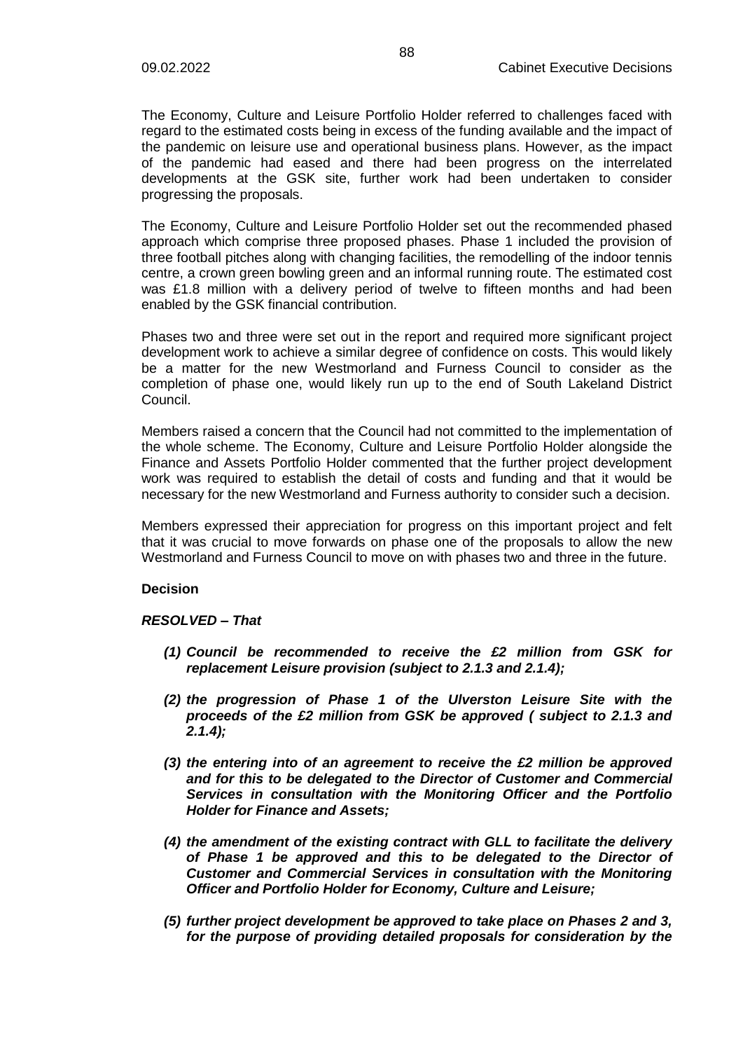The Economy, Culture and Leisure Portfolio Holder referred to challenges faced with regard to the estimated costs being in excess of the funding available and the impact of the pandemic on leisure use and operational business plans. However, as the impact of the pandemic had eased and there had been progress on the interrelated developments at the GSK site, further work had been undertaken to consider progressing the proposals.

The Economy, Culture and Leisure Portfolio Holder set out the recommended phased approach which comprise three proposed phases. Phase 1 included the provision of three football pitches along with changing facilities, the remodelling of the indoor tennis centre, a crown green bowling green and an informal running route. The estimated cost was £1.8 million with a delivery period of twelve to fifteen months and had been enabled by the GSK financial contribution.

Phases two and three were set out in the report and required more significant project development work to achieve a similar degree of confidence on costs. This would likely be a matter for the new Westmorland and Furness Council to consider as the completion of phase one, would likely run up to the end of South Lakeland District Council.

Members raised a concern that the Council had not committed to the implementation of the whole scheme. The Economy, Culture and Leisure Portfolio Holder alongside the Finance and Assets Portfolio Holder commented that the further project development work was required to establish the detail of costs and funding and that it would be necessary for the new Westmorland and Furness authority to consider such a decision.

Members expressed their appreciation for progress on this important project and felt that it was crucial to move forwards on phase one of the proposals to allow the new Westmorland and Furness Council to move on with phases two and three in the future.

**Decision**

***RESOLVED – That***

***(1) Council be recommended to receive the £2 million from GSK for replacement Leisure provision (subject to 2.1.3 and 2.1.4);***

***(2) the progression of Phase 1 of the Ulverston Leisure Site with the proceeds of the £2 million from GSK be approved ( subject to 2.1.3 and 2.1.4);***

***(3) the entering into of an agreement to receive the £2 million be approved and for this to be delegated to the Director of Customer and Commercial Services in consultation with the Monitoring Officer and the Portfolio Holder for Finance and Assets;***

***(4) the amendment of the existing contract with GLL to facilitate the delivery of Phase 1 be approved and this to be delegated to the Director of Customer and Commercial Services in consultation with the Monitoring Officer and Portfolio Holder for Economy, Culture and Leisure;***

***(5) further project development be approved to take place on Phases 2 and 3, for the purpose of providing detailed proposals for consideration by the***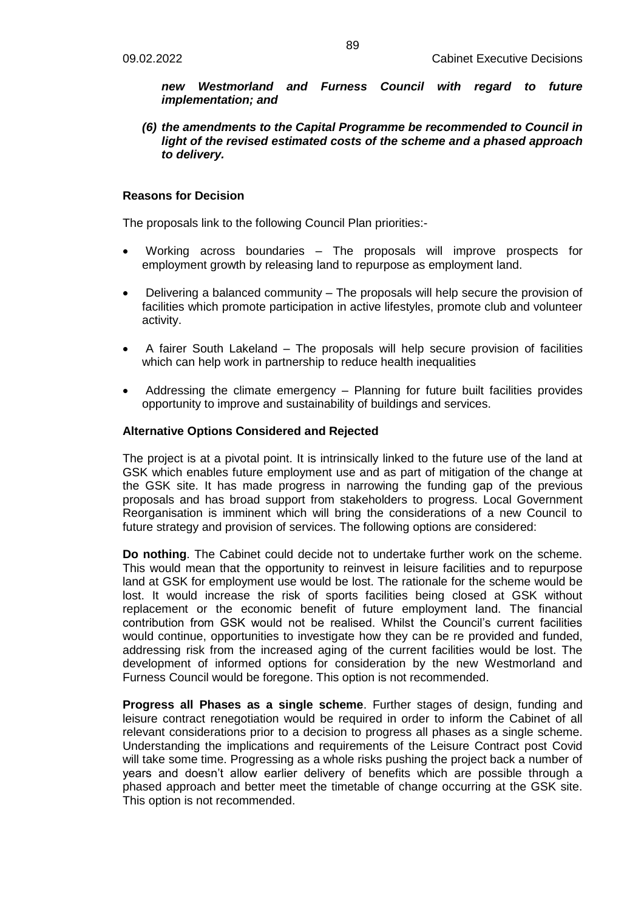***new Westmorland and Furness Council with regard to future implementation; and***

***(6) the amendments to the Capital Programme be recommended to Council in light of the revised estimated costs of the scheme and a phased approach to delivery.***

**Reasons for Decision**

The proposals link to the following Council Plan priorities:-

- Working across boundaries – The proposals will improve prospects for employment growth by releasing land to repurpose as employment land.
- Delivering a balanced community – The proposals will help secure the provision of facilities which promote participation in active lifestyles, promote club and volunteer activity.
- A fairer South Lakeland – The proposals will help secure provision of facilities which can help work in partnership to reduce health inequalities
- Addressing the climate emergency – Planning for future built facilities provides opportunity to improve and sustainability of buildings and services.

**Alternative Options Considered and Rejected**

The project is at a pivotal point. It is intrinsically linked to the future use of the land at GSK which enables future employment use and as part of mitigation of the change at the GSK site. It has made progress in narrowing the funding gap of the previous proposals and has broad support from stakeholders to progress. Local Government Reorganisation is imminent which will bring the considerations of a new Council to future strategy and provision of services. The following options are considered:

**Do nothing**. The Cabinet could decide not to undertake further work on the scheme. This would mean that the opportunity to reinvest in leisure facilities and to repurpose land at GSK for employment use would be lost. The rationale for the scheme would be lost. It would increase the risk of sports facilities being closed at GSK without replacement or the economic benefit of future employment land. The financial contribution from GSK would not be realised. Whilst the Council's current facilities would continue, opportunities to investigate how they can be re provided and funded, addressing risk from the increased aging of the current facilities would be lost. The development of informed options for consideration by the new Westmorland and Furness Council would be foregone. This option is not recommended.

**Progress all Phases as a single scheme**. Further stages of design, funding and leisure contract renegotiation would be required in order to inform the Cabinet of all relevant considerations prior to a decision to progress all phases as a single scheme. Understanding the implications and requirements of the Leisure Contract post Covid will take some time. Progressing as a whole risks pushing the project back a number of years and doesn't allow earlier delivery of benefits which are possible through a phased approach and better meet the timetable of change occurring at the GSK site. This option is not recommended.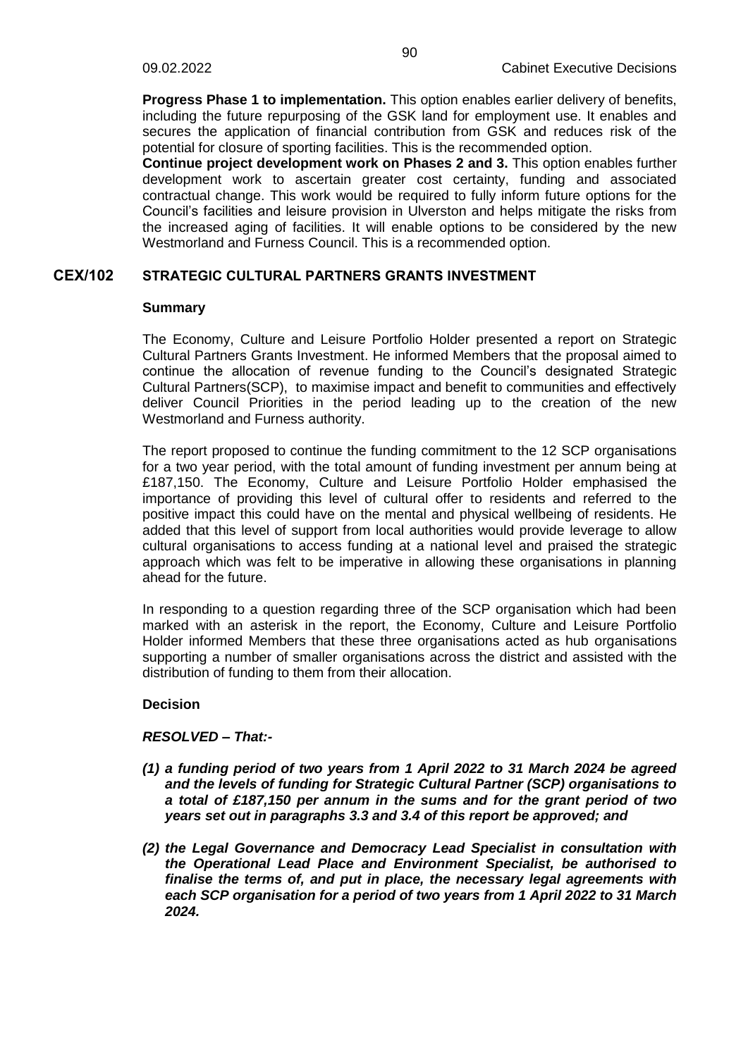**Progress Phase 1 to implementation.** This option enables earlier delivery of benefits, including the future repurposing of the GSK land for employment use. It enables and secures the application of financial contribution from GSK and reduces risk of the potential for closure of sporting facilities. This is the recommended option.

**Continue project development work on Phases 2 and 3.** This option enables further development work to ascertain greater cost certainty, funding and associated contractual change. This work would be required to fully inform future options for the Council's facilities and leisure provision in Ulverston and helps mitigate the risks from the increased aging of facilities. It will enable options to be considered by the new Westmorland and Furness Council. This is a recommended option.

## CEX/102 STRATEGIC CULTURAL PARTNERS GRANTS INVESTMENT

### Summary

The Economy, Culture and Leisure Portfolio Holder presented a report on Strategic Cultural Partners Grants Investment. He informed Members that the proposal aimed to continue the allocation of revenue funding to the Council's designated Strategic Cultural Partners(SCP), to maximise impact and benefit to communities and effectively deliver Council Priorities in the period leading up to the creation of the new Westmorland and Furness authority.

The report proposed to continue the funding commitment to the 12 SCP organisations for a two year period, with the total amount of funding investment per annum being at £187,150. The Economy, Culture and Leisure Portfolio Holder emphasised the importance of providing this level of cultural offer to residents and referred to the positive impact this could have on the mental and physical wellbeing of residents. He added that this level of support from local authorities would provide leverage to allow cultural organisations to access funding at a national level and praised the strategic approach which was felt to be imperative in allowing these organisations in planning ahead for the future.

In responding to a question regarding three of the SCP organisation which had been marked with an asterisk in the report, the Economy, Culture and Leisure Portfolio Holder informed Members that these three organisations acted as hub organisations supporting a number of smaller organisations across the district and assisted with the distribution of funding to them from their allocation.

### Decision

***RESOLVED – That:-***

***(1) a funding period of two years from 1 April 2022 to 31 March 2024 be agreed and the levels of funding for Strategic Cultural Partner (SCP) organisations to a total of £187,150 per annum in the sums and for the grant period of two years set out in paragraphs 3.3 and 3.4 of this report be approved; and***

***(2) the Legal Governance and Democracy Lead Specialist in consultation with the Operational Lead Place and Environment Specialist, be authorised to finalise the terms of, and put in place, the necessary legal agreements with each SCP organisation for a period of two years from 1 April 2022 to 31 March 2024.***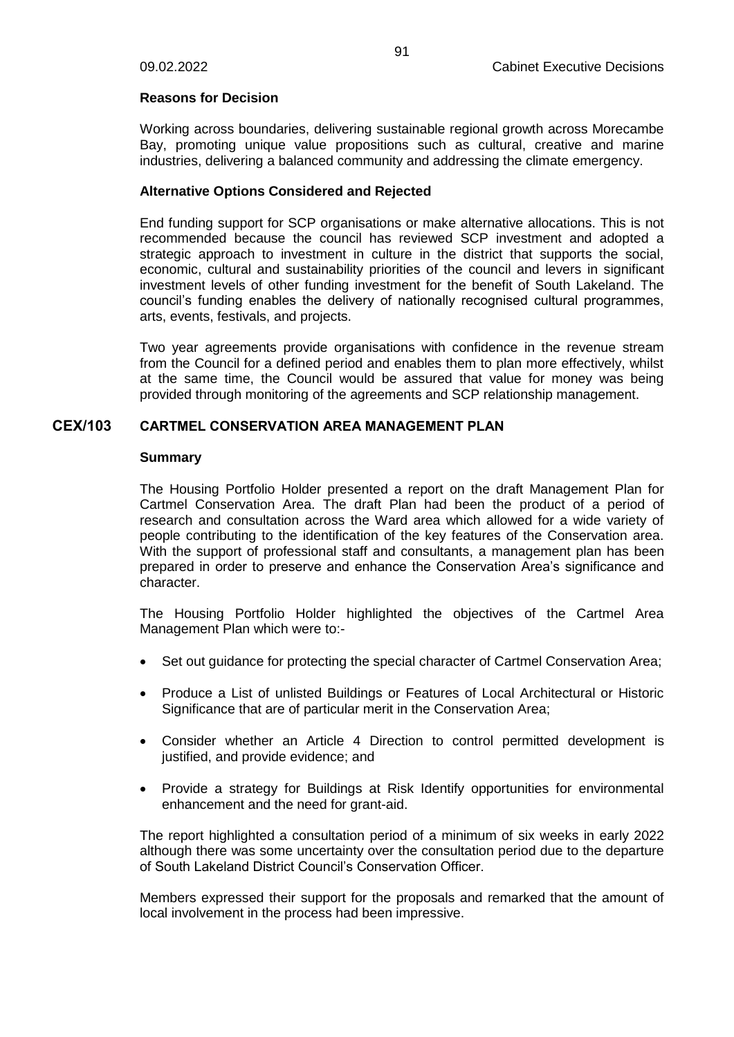**Reasons for Decision**

Working across boundaries, delivering sustainable regional growth across Morecambe Bay, promoting unique value propositions such as cultural, creative and marine industries, delivering a balanced community and addressing the climate emergency.

**Alternative Options Considered and Rejected**

End funding support for SCP organisations or make alternative allocations. This is not recommended because the council has reviewed SCP investment and adopted a strategic approach to investment in culture in the district that supports the social, economic, cultural and sustainability priorities of the council and levers in significant investment levels of other funding investment for the benefit of South Lakeland. The council's funding enables the delivery of nationally recognised cultural programmes, arts, events, festivals, and projects.

Two year agreements provide organisations with confidence in the revenue stream from the Council for a defined period and enables them to plan more effectively, whilst at the same time, the Council would be assured that value for money was being provided through monitoring of the agreements and SCP relationship management.

## CEX/103 CARTMEL CONSERVATION AREA MANAGEMENT PLAN

**Summary**

The Housing Portfolio Holder presented a report on the draft Management Plan for Cartmel Conservation Area. The draft Plan had been the product of a period of research and consultation across the Ward area which allowed for a wide variety of people contributing to the identification of the key features of the Conservation area. With the support of professional staff and consultants, a management plan has been prepared in order to preserve and enhance the Conservation Area's significance and character.

The Housing Portfolio Holder highlighted the objectives of the Cartmel Area Management Plan which were to:-

- Set out guidance for protecting the special character of Cartmel Conservation Area;
- Produce a List of unlisted Buildings or Features of Local Architectural or Historic Significance that are of particular merit in the Conservation Area;
- Consider whether an Article 4 Direction to control permitted development is justified, and provide evidence; and
- Provide a strategy for Buildings at Risk Identify opportunities for environmental enhancement and the need for grant-aid.

The report highlighted a consultation period of a minimum of six weeks in early 2022 although there was some uncertainty over the consultation period due to the departure of South Lakeland District Council's Conservation Officer.

Members expressed their support for the proposals and remarked that the amount of local involvement in the process had been impressive.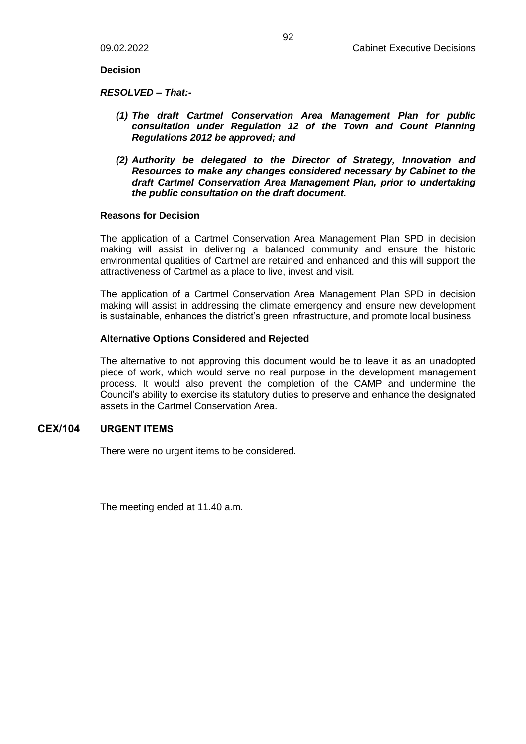**Decision**

***RESOLVED – That:-***

> ***(1) The draft Cartmel Conservation Area Management Plan for public consultation under Regulation 12 of the Town and Count Planning Regulations 2012 be approved; and***
>
> ***(2) Authority be delegated to the Director of Strategy, Innovation and Resources to make any changes considered necessary by Cabinet to the draft Cartmel Conservation Area Management Plan, prior to undertaking the public consultation on the draft document.***

**Reasons for Decision**

The application of a Cartmel Conservation Area Management Plan SPD in decision making will assist in delivering a balanced community and ensure the historic environmental qualities of Cartmel are retained and enhanced and this will support the attractiveness of Cartmel as a place to live, invest and visit.

The application of a Cartmel Conservation Area Management Plan SPD in decision making will assist in addressing the climate emergency and ensure new development is sustainable, enhances the district's green infrastructure, and promote local business

**Alternative Options Considered and Rejected**

The alternative to not approving this document would be to leave it as an unadopted piece of work, which would serve no real purpose in the development management process. It would also prevent the completion of the CAMP and undermine the Council's ability to exercise its statutory duties to preserve and enhance the designated assets in the Cartmel Conservation Area.

## CEX/104 URGENT ITEMS

There were no urgent items to be considered.

The meeting ended at 11.40 a.m.